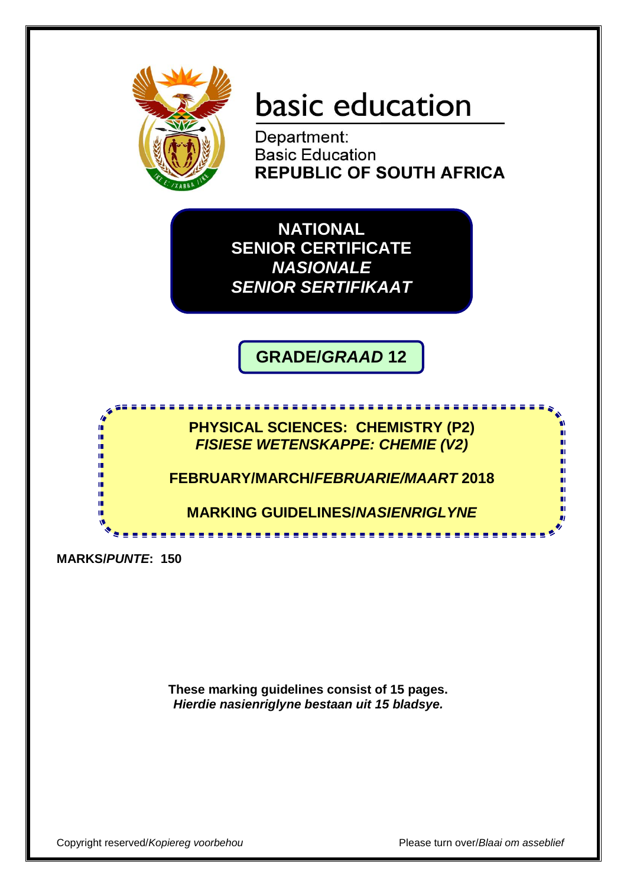basic education

Department:
Basic Education
**REPUBLIC OF SOUTH AFRICA**

# NATIONAL SENIOR CERTIFICATE
# *NASIONALE SENIOR SERTIFIKAAT*

## GRADE/*GRAAD* 12

## PHYSICAL SCIENCES: CHEMISTRY (P2)
## *FISIESE WETENSKAPPE: CHEMIE (V2)*

**FEBRUARY/MARCH/*FEBRUARIE/MAART* 2018**

**MARKING GUIDELINES/*NASIENRIGLYNE***

**MARKS/*PUNTE*: 150**

**These marking guidelines consist of 15 pages.**
***Hierdie nasienriglyne bestaan uit 15 bladsye.***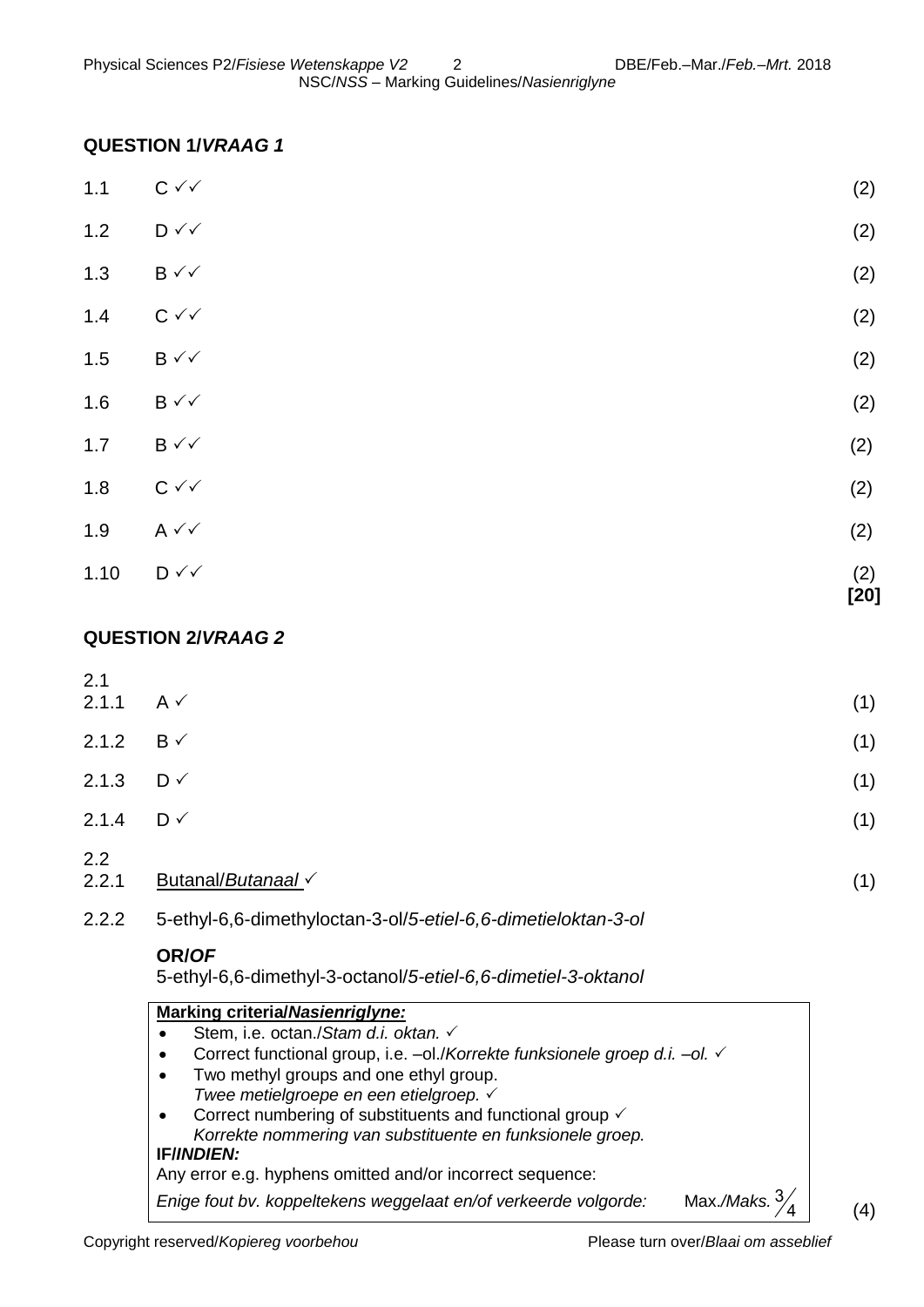## QUESTION 1/*VRAAG 1*

| | | |
|---|---|---|
| 1.1 | C ✓✓ | (2) |
| 1.2 | D ✓✓ | (2) |
| 1.3 | B ✓✓ | (2) |
| 1.4 | C ✓✓ | (2) |
| 1.5 | B ✓✓ | (2) |
| 1.6 | B ✓✓ | (2) |
| 1.7 | B ✓✓ | (2) |
| 1.8 | C ✓✓ | (2) |
| 1.9 | A ✓✓ | (2) |
| 1.10 | D ✓✓ | (2) **[20]** |

## QUESTION 2/*VRAAG 2*

2.1

| | | |
|---|---|---|
| 2.1.1 | A ✓ | (1) |
| 2.1.2 | B ✓ | (1) |
| 2.1.3 | D ✓ | (1) |
| 2.1.4 | D ✓ | (1) |

2.2

2.2.1 Butanal/*Butanaal* ✓ (1)

2.2.2 5-ethyl-6,6-dimethyloctan-3-ol/*5-etiel-6,6-dimetieloktan-3-ol*

**OR/*OF***

5-ethyl-6,6-dimethyl-3-octanol/*5-etiel-6,6-dimetiel-3-oktanol*

**Marking criteria/*Nasienriglyne:***

- Stem, i.e. octan./*Stam d.i. oktan.* ✓
- Correct functional group, i.e. –ol./*Korrekte funksionele groep d.i. –ol.* ✓
- Two methyl groups and one ethyl group.
  *Twee metielgroepe en een etielgroep.* ✓
- Correct numbering of substituents and functional group ✓
  *Korrekte nommering van substituente en funksionele groep.*

**IF/*INDIEN:***

Any error e.g. hyphens omitted and/or incorrect sequence:

*Enige fout bv. koppeltekens weggelaat en/of verkeerde volgorde:* Max./*Maks.* $\frac{3}{4}$

(4)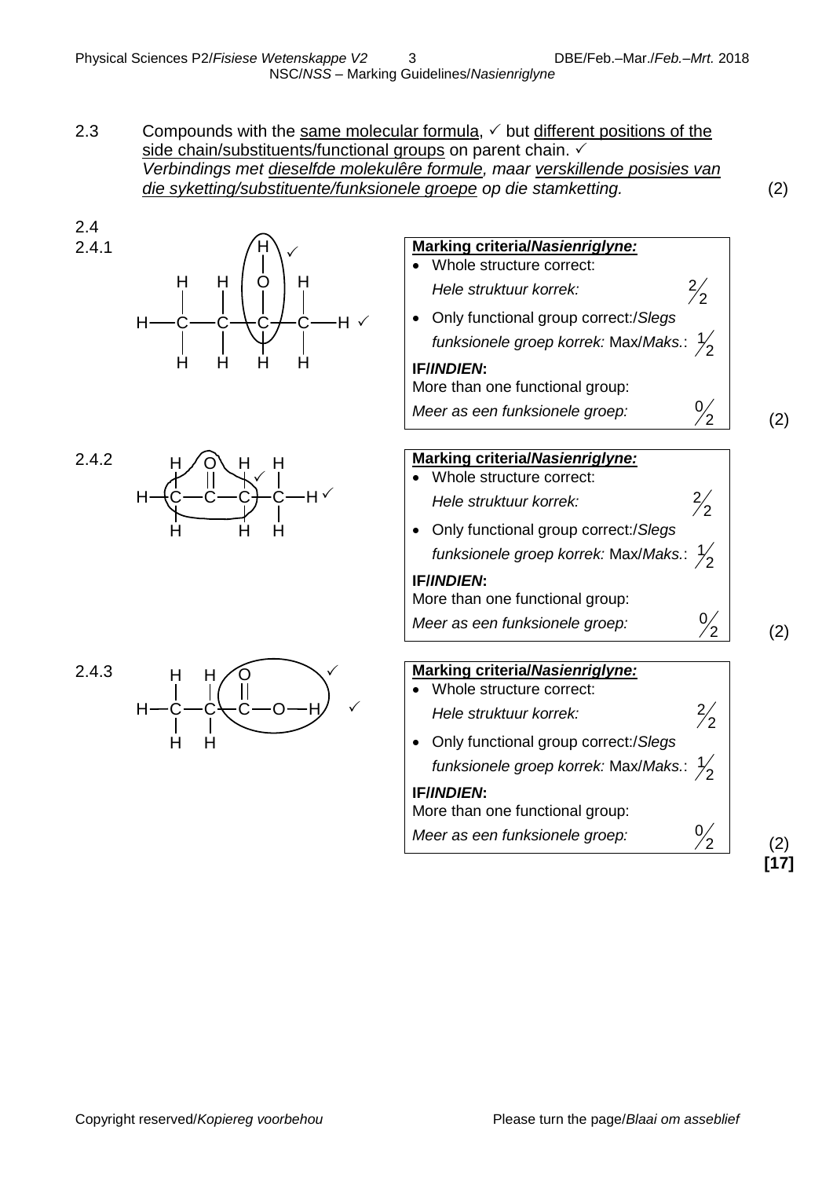2.3 Compounds with the <u>same molecular formula</u>, ✓ but <u>different positions of the side chain/substituents/functional groups</u> on parent chain. ✓
*Verbindings met <u>dieselfde molekulêre formule</u>, maar <u>verskillende posisies van die syketting/substituente/funksionele groepe</u> op die stamketting.* (2)

2.4

2.4.1

```
         H   H   H   H
         |   |   |   |
     H — C — C — C — C — H  ✓
         |   |   |   |
         H   H   O   H
                 |
                 H  ✓
```

(Structure as drawn: butan-2-ol with the OH group circled ✓ and the whole structure ✓)

**Marking criteria/*Nasienriglyne:***
- Whole structure correct: *Hele struktuur korrek:* $\frac{2}{2}$
- Only functional group correct:/*Slegs funksionele groep korrek:* Max/*Maks.*: $\frac{1}{2}$

**IF/*INDIEN*:**
More than one functional group: *Meer as een funksionele groep:* $\frac{0}{2}$ (2)

2.4.2

```
         H   O   H   H
         |   ||  |   |
     H — C — C — C — C — H  ✓
         |       |   |
         H       H   H
```

(Structure: butan-2-one with the carbonyl group circled ✓ and the whole structure ✓)

**Marking criteria/*Nasienriglyne:***
- Whole structure correct: *Hele struktuur korrek:* $\frac{2}{2}$
- Only functional group correct:/*Slegs funksionele groep korrek:* Max/*Maks.*: $\frac{1}{2}$

**IF/*INDIEN*:**
More than one functional group: *Meer as een funksionele groep:* $\frac{0}{2}$ (2)

2.4.3

```
         H   H   O
         |   |   ||
     H — C — C — C — O — H  ✓
         |   |
         H   H
```

(Structure: propanoic acid with the carboxyl group circled ✓ and the whole structure ✓)

**Marking criteria/*Nasienriglyne:***
- Whole structure correct: *Hele struktuur korrek:* $\frac{2}{2}$
- Only functional group correct:/*Slegs funksionele groep korrek:* Max/*Maks.*: $\frac{1}{2}$

**IF/*INDIEN*:**
More than one functional group: *Meer as een funksionele groep:* $\frac{0}{2}$ (2)

**[17]**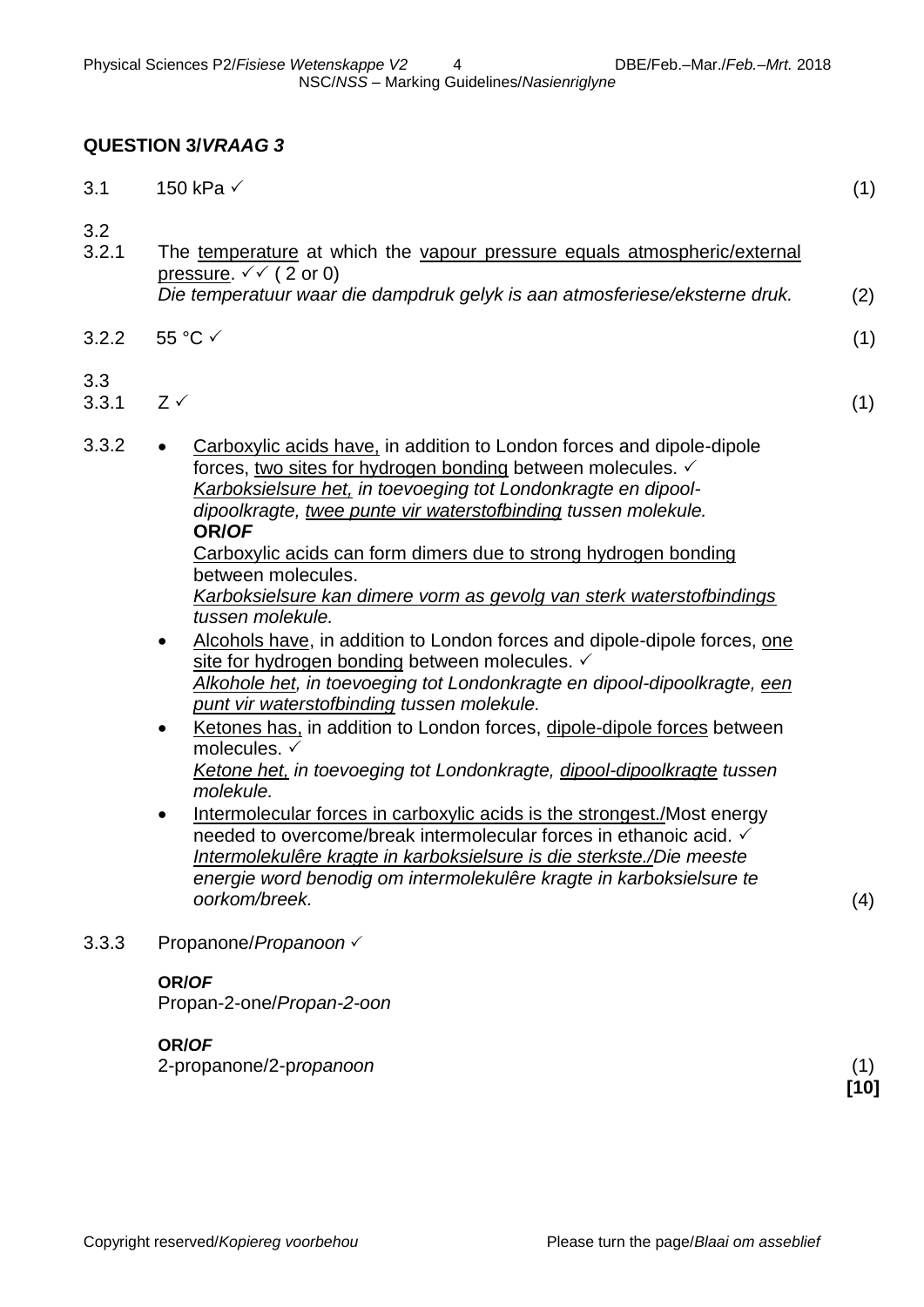## QUESTION 3/*VRAAG 3*

3.1 150 kPa ✓ (1)

3.2

3.2.1 The <u>temperature</u> at which the <u>vapour pressure equals atmospheric/external pressure</u>. ✓✓ ( 2 or 0)
*Die temperatuur waar die dampdruk gelyk is aan atmosferiese/eksterne druk.* (2)

3.2.2 55 °C ✓ (1)

3.3

3.3.1 Z ✓ (1)

3.3.2

- <u>Carboxylic acids have,</u> in addition to London forces and dipole-dipole forces, <u>two sites for hydrogen bonding</u> between molecules. ✓
  <u>*Karboksielsure het,*</u> *in toevoeging tot Londonkragte en dipool-dipoolkragte,* <u>*twee punte vir waterstofbinding*</u> *tussen molekule.*
  **OR/*OF***
  <u>Carboxylic acids can form dimers due to strong hydrogen bonding</u> between molecules.
  <u>*Karboksielsure kan dimere vorm as gevolg van sterk waterstofbindings*</u> *tussen molekule.*
- <u>Alcohols have</u>, in addition to London forces and dipole-dipole forces, <u>one site for hydrogen bonding</u> between molecules. ✓
  <u>*Alkohole het,*</u> *in toevoeging tot Londonkragte en dipool-dipoolkragte,* <u>*een punt vir waterstofbinding*</u> *tussen molekule.*
- <u>Ketones has,</u> in addition to London forces, <u>dipole-dipole forces</u> between molecules. ✓
  <u>*Ketone het,*</u> *in toevoeging tot Londonkragte,* <u>*dipool-dipoolkragte*</u> *tussen molekule.*
- <u>Intermolecular forces in carboxylic acids is the strongest.</u>/Most energy needed to overcome/break intermolecular forces in ethanoic acid. ✓
  <u>*Intermolekulêre kragte in karboksielsure is die sterkste.*</u>*/Die meeste energie word benodig om intermolekulêre kragte in karboksielsure te oorkom/breek.* (4)

3.3.3 Propanone/*Propanoon* ✓

**OR/*OF***
Propan-2-one/*Propan-2-oon*

**OR/*OF***
2-propanone/2-p*ropanoon* (1)

**[10]**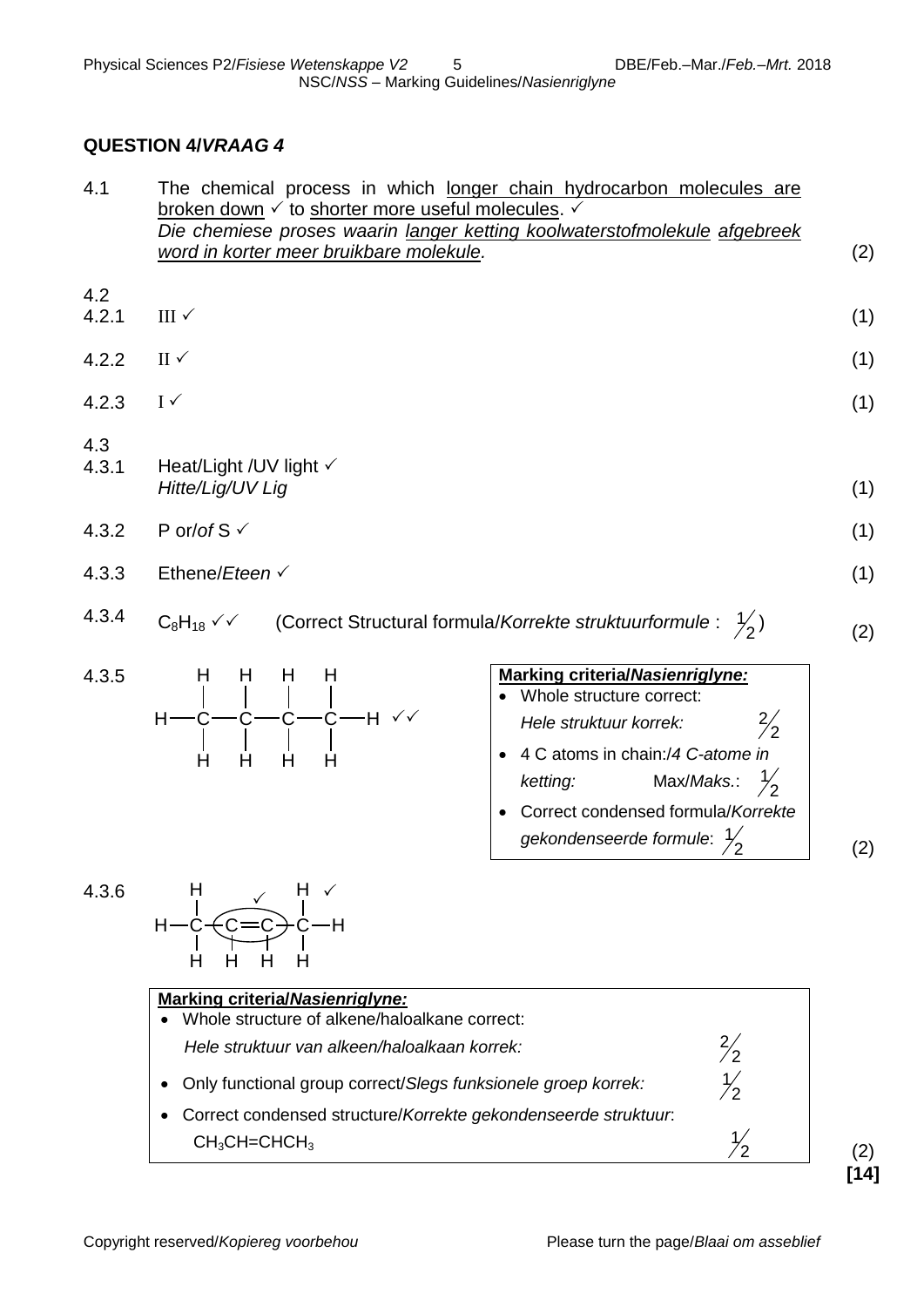## QUESTION 4/*VRAAG 4*

4.1 The chemical process in which <u>longer chain hydrocarbon molecules are broken down</u> ✓ to <u>shorter more useful molecules</u>. ✓
*Die chemiese proses waarin <u>langer ketting koolwaterstofmolekule</u> <u>afgebreek word in korter meer bruikbare molekule</u>.* (2)

4.2

4.2.1 III ✓ (1)

4.2.2 II ✓ (1)

4.2.3 I ✓ (1)

4.3

4.3.1 Heat/Light /UV light ✓
*Hitte/Lig/UV Lig* (1)

4.3.2 P or/*of* S ✓ (1)

4.3.3 Ethene/*Eteen* ✓ (1)

4.3.4 $C_8H_{18}$ ✓✓ (Correct Structural formula/*Korrekte struktuurformule* : $\frac{1}{2}$) (2)

4.3.5

```
    H   H   H   H
    |   |   |   |
H — C — C — C — C — H   ✓✓
    |   |   |   |
    H   H   H   H
```

**Marking criteria/*Nasienriglyne:***
- Whole structure correct: *Hele struktuur korrek:* $\frac{2}{2}$
- 4 C atoms in chain:/*4 C-atome in ketting:* Max/*Maks.*: $\frac{1}{2}$
- Correct condensed formula/*Korrekte gekondenseerde formule*: $\frac{1}{2}$

(2)

4.3.6

```
    H             H  ✓
    |      ✓      |
H — C — (C = C) — C — H
    |     |   |   |
    H     H   H   H
```

**Marking criteria/*Nasienriglyne:***
- Whole structure of alkene/haloalkane correct: *Hele struktuur van alkeen/haloalkaan korrek:* $\frac{2}{2}$
- Only functional group correct/*Slegs funksionele groep korrek:* $\frac{1}{2}$
- Correct condensed structure/*Korrekte gekondenseerde struktuur*: $CH_3CH{=}CHCH_3$ $\frac{1}{2}$

(2)

**[14]**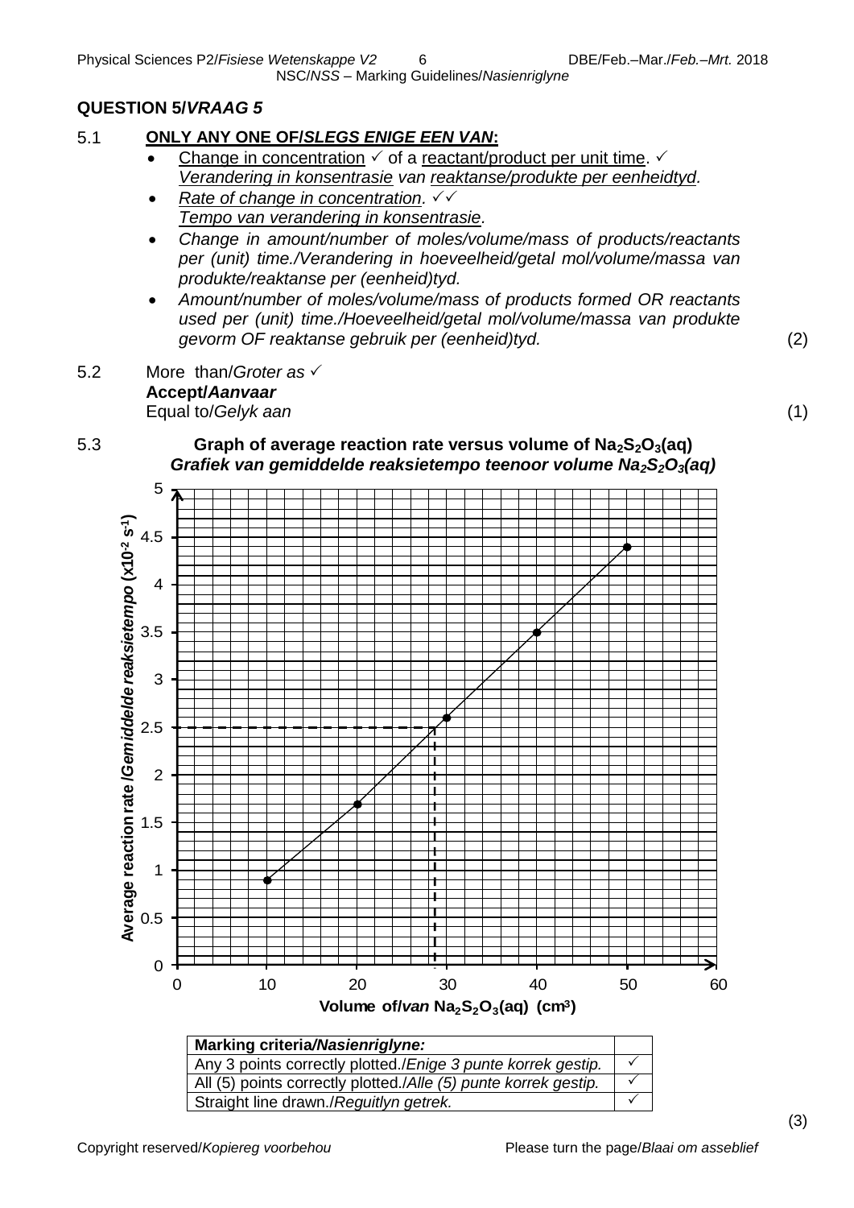## QUESTION 5/*VRAAG 5*

5.1 **ONLY ANY ONE OF/*SLEGS ENIGE EEN VAN*:**

- Change in concentration ✓ of a reactant/product per unit time. ✓
  *Verandering in konsentrasie van reaktanse/produkte per eenheidtyd.*
- *Rate of change in concentration.* ✓✓
  *Tempo van verandering in konsentrasie.*
- *Change in amount/number of moles/volume/mass of products/reactants per (unit) time./Verandering in hoeveelheid/getal mol/volume/massa van produkte/reaktanse per (eenheid)tyd.*
- *Amount/number of moles/volume/mass of products formed OR reactants used per (unit) time./Hoeveelheid/getal mol/volume/massa van produkte gevorm OF reaktanse gebruik per (eenheid)tyd.* (2)

5.2 More than/*Groter as* ✓
**Accept/*Aanvaar***
Equal to/*Gelyk aan* (1)

5.3 **Graph of average reaction rate versus volume of $Na_2S_2O_3(aq)$**
***Grafiek van gemiddelde reaksietempo teenoor volume $Na_2S_2O_3(aq)$***

| Marking criteria/*Nasienriglyne:* | |
|---|---|
| Any 3 points correctly plotted./*Enige 3 punte korrek gestip.* | ✓ |
| All (5) points correctly plotted./*Alle (5) punte korrek gestip.* | ✓ |
| Straight line drawn./*Reguitlyn getrek.* | ✓ |

(3)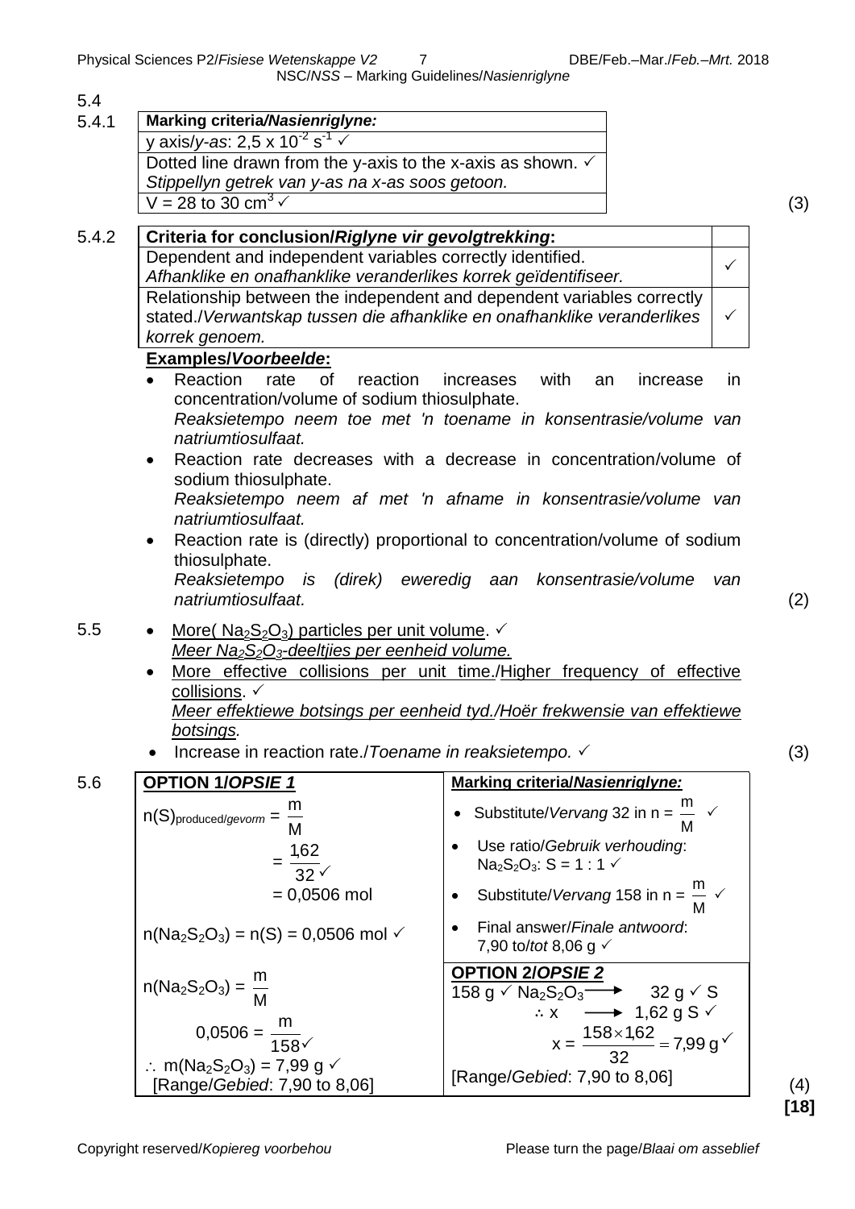### 5.4

#### 5.4.1

| Marking criteria/*Nasienriglyne:* |
|---|
| y axis/*y-as*: $2,5 \times 10^{-2}$ $s^{-1}$ ✓ |
| Dotted line drawn from the y-axis to the x-axis as shown. ✓ *Stippellyn getrek van y-as na x-as soos getoon.* |
| V = 28 to 30 $cm^3$ ✓ |

(3)

#### 5.4.2

| Criteria for conclusion/*Riglyne vir gevolgtrekking*: | |
|---|---|
| Dependent and independent variables correctly identified. *Afhanklike en onafhanklike veranderlikes korrek geïdentifiseer.* | ✓ |
| Relationship between the independent and dependent variables correctly stated./*Verwantskap tussen die afhanklike en onafhanklike veranderlikes korrek genoem.* | ✓ |

**Examples/*Voorbeelde*:**

- Reaction rate of reaction increases with an increase in concentration/volume of sodium thiosulphate.
  *Reaksietempo neem toe met 'n toename in konsentrasie/volume van natriumtiosulfaat.*
- Reaction rate decreases with a decrease in concentration/volume of sodium thiosulphate.
  *Reaksietempo neem af met 'n afname in konsentrasie/volume van natriumtiosulfaat.*
- Reaction rate is (directly) proportional to concentration/volume of sodium thiosulphate.
  *Reaksietempo is (direk) eweredig aan konsentrasie/volume van natriumtiosulfaat.*

(2)

### 5.5

- More( $Na_2S_2O_3$) particles per unit volume. ✓
  *Meer $Na_2S_2O_3$-deeltjies per eenheid volume.*
- More effective collisions per unit time./Higher frequency of effective collisions. ✓
  *Meer effektiewe botsings per eenheid tyd./Hoër frekwensie van effektiewe botsings.*
- Increase in reaction rate./*Toename in reaksietempo.* ✓

(3)

### 5.6

| **OPTION 1/*OPSIE 1*** | **Marking criteria/*Nasienriglyne:*** |
|---|---|
| $n(S)_{produced/gevorm} = \frac{m}{M}$ <br> $= \frac{1,62}{32}$ ✓ <br> $= 0,0506$ mol <br><br> $n(Na_2S_2O_3) = n(S) = 0,0506$ mol ✓ | • Substitute/*Vervang* 32 in $n = \frac{m}{M}$ ✓ <br> • Use ratio/*Gebruik verhouding*: $Na_2S_2O_3$: S = 1 : 1 ✓ <br> • Substitute/*Vervang* 158 in $n = \frac{m}{M}$ ✓ <br> • Final answer/*Finale antwoord*: 7,90 to/*tot* 8,06 g ✓ |
| $n(Na_2S_2O_3) = \frac{m}{M}$ <br> $0,0506 = \frac{m}{158}$ ✓ <br> $\therefore$ $m(Na_2S_2O_3) = 7,99$ g ✓ <br> [Range/*Gebied*: 7,90 to 8,06] | **OPTION 2/*OPSIE 2*** <br> 158 g ✓ $Na_2S_2O_3$ ⟶ 32 g ✓ S <br> $\therefore$ x ⟶ 1,62 g S ✓ <br> $x = \frac{158 \times 1,62}{32} = 7,99$ g ✓ <br> [Range/*Gebied*: 7,90 to 8,06] |

(4)

**[18]**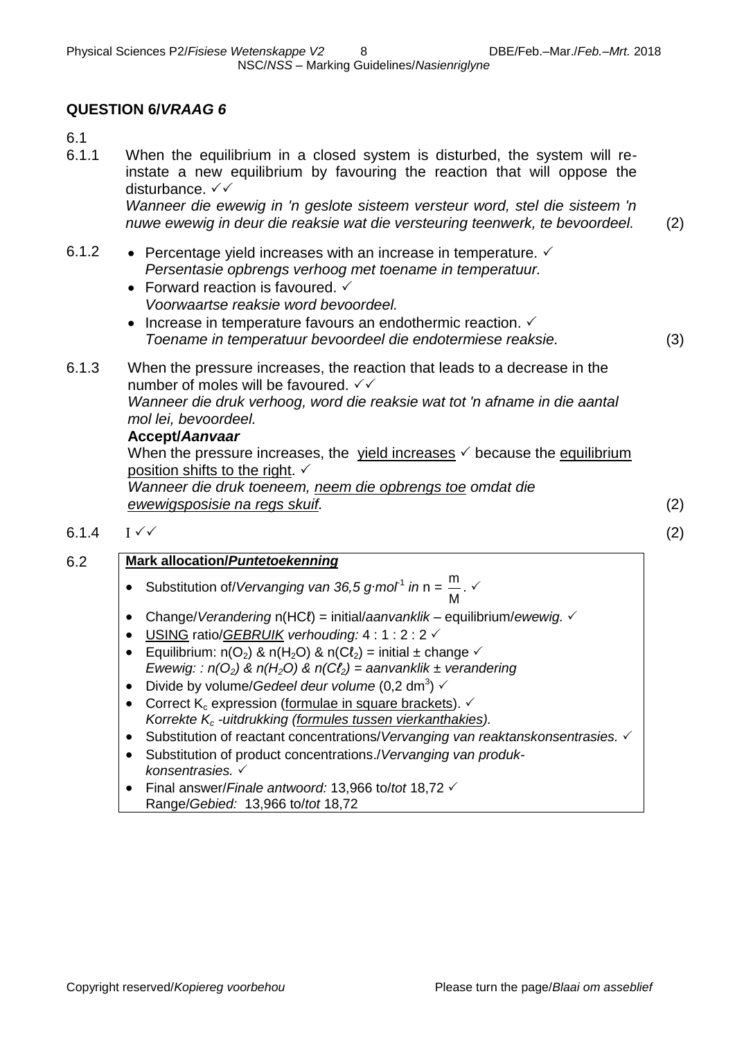## QUESTION 6/*VRAAG 6*

6.1

6.1.1 When the equilibrium in a closed system is disturbed, the system will re-instate a new equilibrium by favouring the reaction that will oppose the disturbance. ✓✓
*Wanneer die ewewig in 'n geslote sisteem versteur word, stel die sisteem 'n nuwe ewewig in deur die reaksie wat die versteuring teenwerk, te bevoordeel.* (2)

6.1.2
- Percentage yield increases with an increase in temperature. ✓
  *Persentasie opbrengs verhoog met toename in temperatuur.*
- Forward reaction is favoured. ✓
  *Voorwaartse reaksie word bevoordeel.*
- Increase in temperature favours an endothermic reaction. ✓
  *Toename in temperatuur bevoordeel die endotermiese reaksie.* (3)

6.1.3 When the pressure increases, the reaction that leads to a decrease in the number of moles will be favoured. ✓✓
*Wanneer die druk verhoog, word die reaksie wat tot 'n afname in die aantal mol lei, bevoordeel.*

**Accept/*Aanvaar***

When the pressure increases, the yield increases ✓ because the equilibrium position shifts to the right. ✓
*Wanneer die druk toeneem, neem die opbrengs toe omdat die ewewigsposisie na regs skuif.* (2)

6.1.4 I ✓✓ (2)

6.2

**Mark allocation/*Puntetoekenning***

- Substitution of/*Vervanging van 36,5 g·mol⁻¹ in* $n = \frac{m}{M}$. ✓
- Change/*Verandering* n(HCℓ) = initial/*aanvanklik* – equilibrium/*ewewig.* ✓
- USING ratio/*GEBRUIK verhouding:* 4 : 1 : 2 : 2 ✓
- Equilibrium: $n(O_2)$ & $n(H_2O)$ & $n(C\ell_2)$ = initial ± change ✓
  *Ewewig: :* $n(O_2)$ & $n(H_2O)$ & $n(C\ell_2)$ *= aanvanklik ± verandering*
- Divide by volume/*Gedeel deur volume* (0,2 $dm^3$) ✓
- Correct $K_c$ expression (formulae in square brackets). ✓
  *Korrekte* $K_c$ *-uitdrukking (formules tussen vierkanthakies).*
- Substitution of reactant concentrations/*Vervanging van reaktanskonsentrasies.* ✓
- Substitution of product concentrations./*Vervanging van produk-konsentrasies.* ✓
- Final answer/*Finale antwoord:* 13,966 to/*tot* 18,72 ✓
  Range/*Gebied:* 13,966 to/*tot* 18,72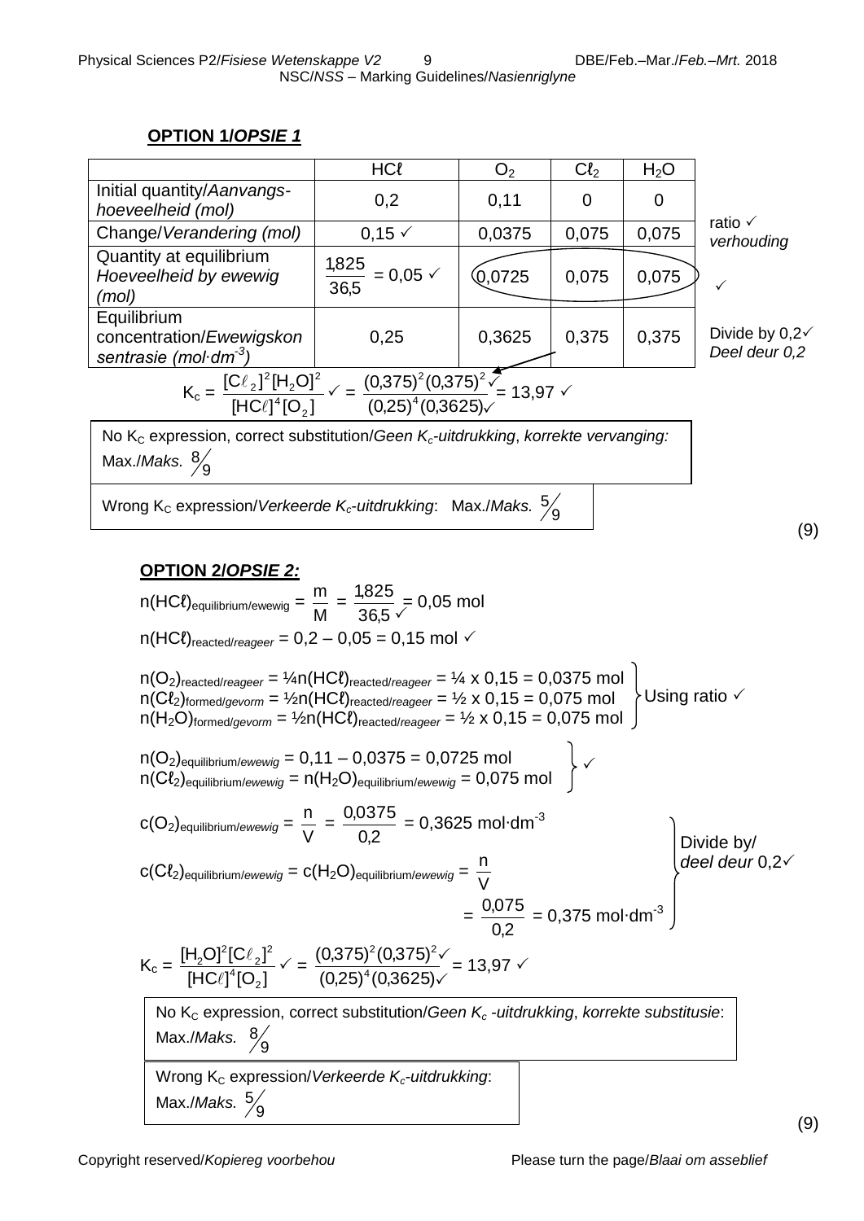**OPTION 1/*OPSIE 1***

| | $HC\ell$ | $O_2$ | $C\ell_2$ | $H_2O$ | |
|---|---|---|---|---|---|
| Initial quantity/*Aanvangs-hoeveelheid (mol)* | 0,2 | 0,11 | 0 | 0 | |
| Change/*Verandering (mol)* | 0,15 ✓ | 0,0375 | 0,075 | 0,075 | ratio ✓ *verhouding* |
| Quantity at equilibrium *Hoeveelheid by ewewig (mol)* | $\frac{1,825}{36,5}$ = 0,05 ✓ | 0,0725 | 0,075 | 0,075 | ✓ |
| Equilibrium concentration/*Ewewigskonsentrasie ($mol{\cdot}dm^{-3}$)* | 0,25 | 0,3625 | 0,375 | 0,375 | Divide by 0,2✓ *Deel deur 0,2* |

$$K_c = \frac{[C\ell_2]^2[H_2O]^2}{[HC\ell]^4[O_2]} \checkmark = \frac{(0,375)^2(0,375)^2 \checkmark}{(0,25)^4(0,3625) \checkmark} = 13,97 \checkmark$$

No $K_C$ expression, correct substitution/*Geen $K_c$-uitdrukking, korrekte vervanging:* Max./*Maks.* $\frac{8}{9}$

Wrong $K_C$ expression/*Verkeerde $K_c$-uitdrukking*: Max./*Maks.* $\frac{5}{9}$

(9)

**OPTION 2/*OPSIE 2:***

$n(HC\ell)_{equilibrium/ewewig} = \frac{m}{M} = \frac{1,825}{36,5} \checkmark = 0,05$ mol

$n(HC\ell)_{reacted/reageer} = 0,2 - 0,05 = 0,15$ mol ✓

$n(O_2)_{reacted/reageer} = ¼n(HC\ell)_{reacted/reageer} = ¼ \times 0,15 = 0,0375$ mol
$n(C\ell_2)_{formed/gevorm} = ½n(HC\ell)_{reacted/reageer} = ½ \times 0,15 = 0,075$ mol
$n(H_2O)_{formed/gevorm} = ½n(HC\ell)_{reacted/reageer} = ½ \times 0,15 = 0,075$ mol
} Using ratio ✓

$n(O_2)_{equilibrium/ewewig} = 0,11 - 0,0375 = 0,0725$ mol
$n(C\ell_2)_{equilibrium/ewewig} = n(H_2O)_{equilibrium/ewewig} = 0,075$ mol
} ✓

$c(O_2)_{equilibrium/ewewig} = \frac{n}{V} = \frac{0,0375}{0,2} = 0,3625\ mol{\cdot}dm^{-3}$

$c(C\ell_2)_{equilibrium/ewewig} = c(H_2O)_{equilibrium/ewewig} = \frac{n}{V} = \frac{0,075}{0,2} = 0,375\ mol{\cdot}dm^{-3}$

} Divide by/*deel deur* 0,2✓

$$K_c = \frac{[H_2O]^2[C\ell_2]^2}{[HC\ell]^4[O_2]} \checkmark = \frac{(0,375)^2(0,375)^2 \checkmark}{(0,25)^4(0,3625) \checkmark} = 13,97 \checkmark$$

No $K_C$ expression, correct substitution/*Geen $K_c$ -uitdrukking, korrekte substitusie*: Max./*Maks.* $\frac{8}{9}$

Wrong $K_C$ expression/*Verkeerde $K_c$-uitdrukking*: Max./*Maks.* $\frac{5}{9}$

(9)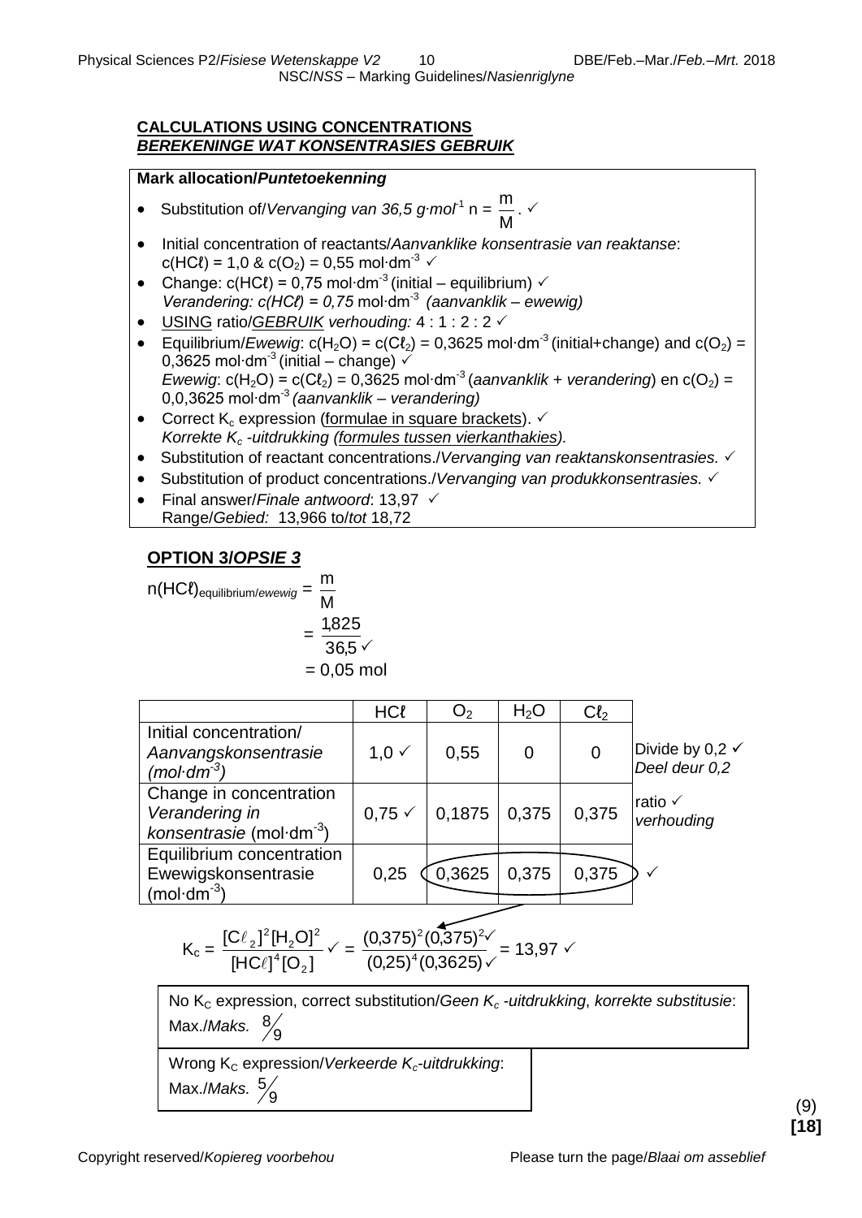**CALCULATIONS USING CONCENTRATIONS**
***BEREKENINGE WAT KONSENTRASIES GEBRUIK***

**Mark allocation/*Puntetoekenning***

- Substitution of/*Vervanging van 36,5 g·mol$^{-1}$* n = $\frac{m}{M}$. ✓
- Initial concentration of reactants/*Aanvanklike konsentrasie van reaktanse*: c(HCℓ) = 1,0 & c($O_2$) = 0,55 mol·dm$^{-3}$ ✓
- Change: c(HCℓ) = 0,75 mol·dm$^{-3}$ (initial – equilibrium) ✓
  *Verandering: c(HCℓ) = 0,75* mol·dm$^{-3}$ *(aanvanklik – ewewig)*
- USING ratio/*GEBRUIK verhouding:* 4 : 1 : 2 : 2 ✓
- Equilibrium/*Ewewig*: c($H_2O$) = c($Cℓ_2$) = 0,3625 mol·dm$^{-3}$ (initial+change) and c($O_2$) = 0,3625 mol·dm$^{-3}$ (initial – change) ✓
  *Ewewig*: c($H_2O$) = c($Cℓ_2$) = 0,3625 mol·dm$^{-3}$ (*aanvanklik + verandering*) en c($O_2$) = 0,0,3625 mol·dm$^{-3}$ *(aanvanklik – verandering)*
- Correct $K_c$ expression (formulae in square brackets). ✓
  *Korrekte $K_c$ -uitdrukking (formules tussen vierkanthakies).*
- Substitution of reactant concentrations./*Vervanging van reaktanskonsentrasies.* ✓
- Substitution of product concentrations./*Vervanging van produkkonsentrasies.* ✓
- Final answer/*Finale antwoord*: 13,97 ✓
  Range/*Gebied:* 13,966 to/*tot* 18,72

## OPTION 3/*OPSIE 3*

$$n(HCℓ)_{equilibrium/ewewig} = \frac{m}{M} = \frac{1,825}{36,5} ✓ = 0,05 \text{ mol}$$

| | HCℓ | $O_2$ | $H_2O$ | $Cℓ_2$ | |
|---|---|---|---|---|---|
| Initial concentration/ *Aanvangskonsentrasie (mol·dm$^{-3}$)* | 1,0 ✓ | 0,55 | 0 | 0 | Divide by 0,2 ✓ *Deel deur 0,2* |
| Change in concentration *Verandering in konsentrasie* (mol·dm$^{-3}$) | 0,75 ✓ | 0,1875 | 0,375 | 0,375 | ratio ✓ *verhouding* |
| Equilibrium concentration Ewewigskonsentrasie (mol·dm$^{-3}$) | 0,25 | 0,3625 | 0,375 | 0,375 | ✓ |

$$K_c = \frac{[Cℓ_2]^2[H_2O]^2}{[HCℓ]^4[O_2]} ✓ = \frac{(0,375)^2(0,375)^2 ✓}{(0,25)^4(0,3625) ✓} = 13,97 ✓$$

No $K_C$ expression, correct substitution/*Geen $K_c$ -uitdrukking, korrekte substitusie*: Max./*Maks.* $\frac{8}{9}$

Wrong $K_C$ expression/*Verkeerde $K_c$-uitdrukking*: Max./*Maks.* $\frac{5}{9}$

(9)
**[18]**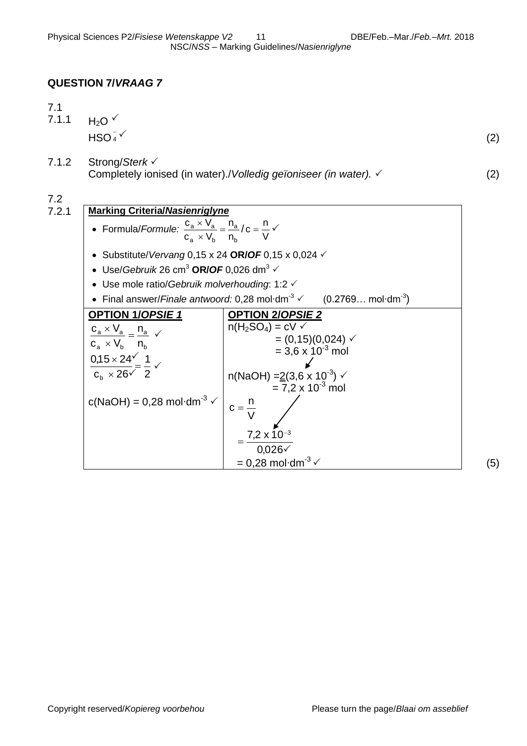## QUESTION 7/*VRAAG 7*

7.1

7.1.1 $H_2O$ ✓

$HSO_4^-$ ✓ (2)

7.1.2 Strong/*Sterk* ✓

Completely ionised (in water)./*Volledig geïoniseer (in water).* ✓ (2)

7.2

7.2.1

**Marking Criteria/*Nasienriglyne***

- Formula/*Formule:* $\frac{c_a \times V_a}{c_a \times V_b} = \frac{n_a}{n_b}$ / $c = \frac{n}{V}$ ✓
- Substitute/*Vervang* 0,15 x 24 **OR/*OF*** 0,15 x 0,024 ✓
- Use/*Gebruik* 26 $cm^3$ **OR/*OF*** 0,026 $dm^3$ ✓
- Use mole ratio/*Gebruik molverhouding*: 1:2 ✓
- Final answer/*Finale antwoord:* 0,28 mol·dm$^{-3}$ ✓ (0.2769… mol·dm$^{-3}$)

| **OPTION 1/*OPSIE 1*** | **OPTION 2/*OPSIE 2*** |
|---|---|
| $\frac{c_a \times V_a}{c_a \times V_b} = \frac{n_a}{n_b}$ ✓ | $n(H_2SO_4) = cV$ ✓ |
| $\frac{0{,}15 \times 24}{c_b \times 26} = \frac{1}{2}$ ✓ (24 ✓, 26 ✓) | $= (0{,}15)(0{,}024)$ ✓ |
| | $= 3{,}6 \times 10^{-3}$ mol |
| | n(NaOH) = $\underline{2}(3{,}6 \times 10^{-3})$ ✓ |
| c(NaOH) = 0,28 mol·dm$^{-3}$ ✓ | $= 7{,}2 \times 10^{-3}$ mol |
| | $c = \frac{n}{V}$ |
| | $= \frac{7{,}2 \times 10^{-3}}{0{,}026}$ ✓ |
| | = 0,28 mol·dm$^{-3}$ ✓ |

(5)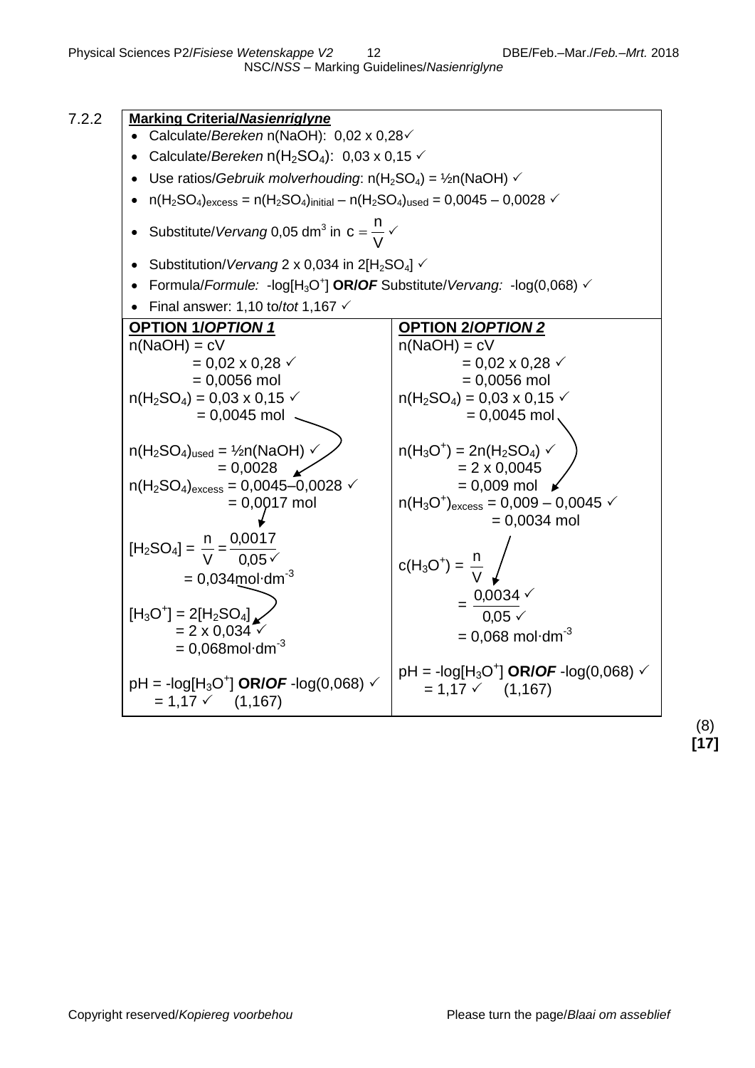7.2.2

**Marking Criteria/*Nasienriglyne***

- Calculate/*Bereken* n(NaOH): 0,02 x 0,28✓
- Calculate/*Bereken* $n(H_2SO_4)$: 0,03 x 0,15 ✓
- Use ratios/*Gebruik molverhouding*: $n(H_2SO_4) = ½n(NaOH)$ ✓
- $n(H_2SO_4)_{excess} = n(H_2SO_4)_{initial} - n(H_2SO_4)_{used}$ = 0,0045 – 0,0028 ✓
- Substitute/*Vervang* 0,05 $dm^3$ in $c = \frac{n}{V}$ ✓
- Substitution/*Vervang* 2 x 0,034 in $2[H_2SO_4]$ ✓
- Formula/*Formule:* $-\log[H_3O^+]$ **OR/*OF*** Substitute/*Vervang:* -log(0,068) ✓
- Final answer: 1,10 to/*tot* 1,167 ✓

| **OPTION 1/*OPTION 1*** | **OPTION 2/*OPTION 2*** |
|---|---|
| n(NaOH) = cV<br>= 0,02 x 0,28 ✓<br>= 0,0056 mol | n(NaOH) = cV<br>= 0,02 x 0,28 ✓<br>= 0,0056 mol |
| $n(H_2SO_4)$ = 0,03 x 0,15 ✓<br>= 0,0045 mol | $n(H_2SO_4)$ = 0,03 x 0,15 ✓<br>= 0,0045 mol |
| $n(H_2SO_4)_{used} = ½n(NaOH)$ ✓<br>= 0,0028<br>$n(H_2SO_4)_{excess}$ = 0,0045–0,0028 ✓<br>= 0,0017 mol | $n(H_3O^+) = 2n(H_2SO_4)$ ✓<br>= 2 x 0,0045<br>= 0,009 mol<br>$n(H_3O^+)_{excess}$ = 0,009 – 0,0045 ✓<br>= 0,0034 mol |
| $[H_2SO_4] = \frac{n}{V} = \frac{0,0017}{0,05}$ ✓<br>= 0,034 $mol·dm^{-3}$<br>$[H_3O^+] = 2[H_2SO_4]$<br>= 2 x 0,034 ✓<br>= 0,068 $mol·dm^{-3}$ | $c(H_3O^+) = \frac{n}{V}$<br>$= \frac{0,0034}{0,05}$ ✓ ✓<br>= 0,068 $mol·dm^{-3}$ |
| pH = $-\log[H_3O^+]$ **OR/*OF*** -log(0,068) ✓<br>= 1,17 ✓ (1,167) | pH = $-\log[H_3O^+]$ **OR/*OF*** -log(0,068) ✓<br>= 1,17 ✓ (1,167) |

(8)

**[17]**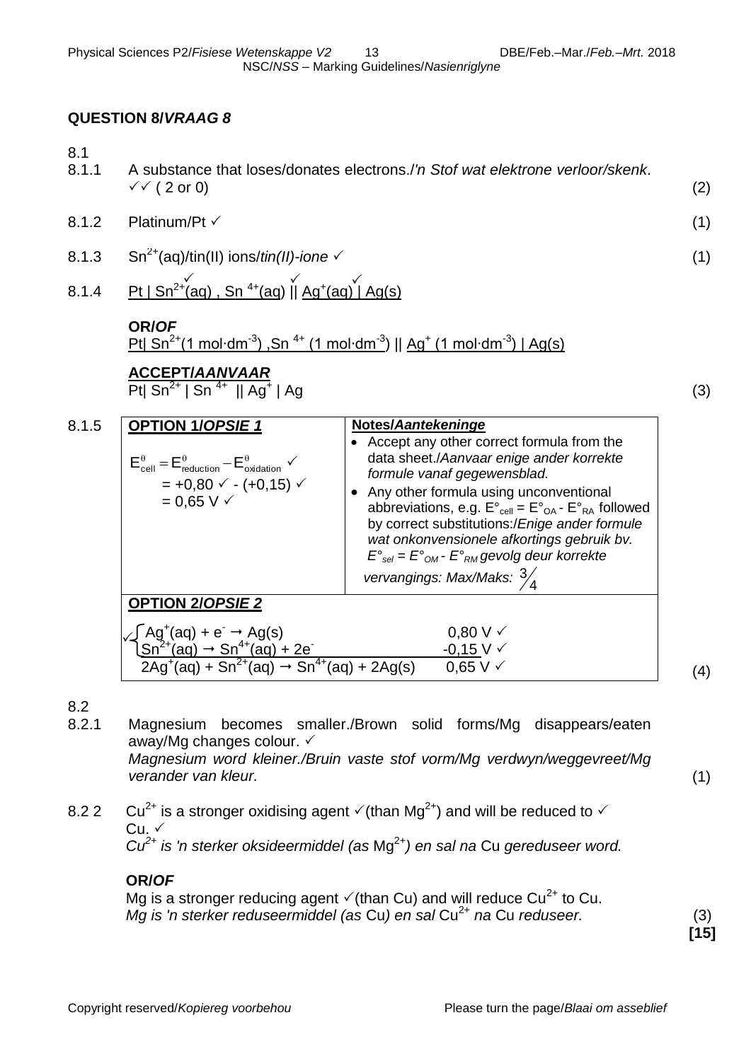## QUESTION 8/*VRAAG 8*

8.1

8.1.1 A substance that loses/donates electrons./*'n Stof wat elektrone verloor/skenk*. ✓✓ ( 2 or 0) (2)

8.1.2 Platinum/Pt ✓ (1)

8.1.3 $Sn^{2+}$(aq)/tin(II) ions/*tin(II)-ione* ✓ (1)

8.1.4 Pt | $Sn^{2+}$(aq) ✓, $Sn^{4+}$(aq) ✓ || $Ag^{+}$(aq) ✓ | Ag(s)

**OR/*OF***

Pt| $Sn^{2+}$($1\ mol{\cdot}dm^{-3}$) ,$Sn^{4+}$ ($1\ mol{\cdot}dm^{-3}$) || $Ag^{+}$ ($1\ mol{\cdot}dm^{-3}$) | Ag(s)

**ACCEPT/*AANVAAR***

Pt| $Sn^{2+}$ | $Sn^{4+}$ || $Ag^{+}$ | Ag (3)

8.1.5

| **OPTION 1/*OPSIE 1*** | **Notes/*Aantekeninge*** |
|---|---|
| $E^{\theta}_{cell} = E^{\theta}_{reduction} - E^{\theta}_{oxidation}$ ✓<br>$= +0,80$ ✓ $- (+0,15)$ ✓<br>$= 0,65\ V$ ✓ | • Accept any other correct formula from the data sheet./*Aanvaar enige ander korrekte formule vanaf gegewensblad.*<br>• Any other formula using unconventional abbreviations, e.g. $E°_{cell} = E°_{OA} - E°_{RA}$ followed by correct substitutions:/*Enige ander formule wat onkonvensionele afkortings gebruik bv.* $E°_{sel} = E°_{OM} - E°_{RM}$ *gevolg deur korrekte vervangings: Max/Maks:* $\frac{3}{4}$ |

**OPTION 2/*OPSIE 2***

✓ { $Ag^{+}(aq) + e^{-} \rightarrow Ag(s)$ &nbsp;&nbsp;&nbsp; 0,80 V ✓
&nbsp;&nbsp;&nbsp;{ $Sn^{2+}(aq) \rightarrow Sn^{4+}(aq) + 2e^{-}$ &nbsp;&nbsp;&nbsp; -0,15 V ✓

$2Ag^{+}(aq) + Sn^{2+}(aq) \rightarrow Sn^{4+}(aq) + 2Ag(s)$ &nbsp;&nbsp;&nbsp; 0,65 V ✓

(4)

8.2

8.2.1 Magnesium becomes smaller./Brown solid forms/Mg disappears/eaten away/Mg changes colour. ✓
*Magnesium word kleiner./Bruin vaste stof vorm/Mg verdwyn/weggevreet/Mg verander van kleur.* (1)

8.2 2 $Cu^{2+}$ is a stronger oxidising agent ✓(than $Mg^{2+}$) and will be reduced to ✓ Cu. ✓
*$Cu^{2+}$ is 'n sterker oksideermiddel (as $Mg^{2+}$) en sal na Cu gereduseer word.*

**OR/*OF***

Mg is a stronger reducing agent ✓(than Cu) and will reduce $Cu^{2+}$ to Cu.
*Mg is 'n sterker reduseermiddel (as Cu) en sal $Cu^{2+}$ na Cu reduseer.* (3)

**[15]**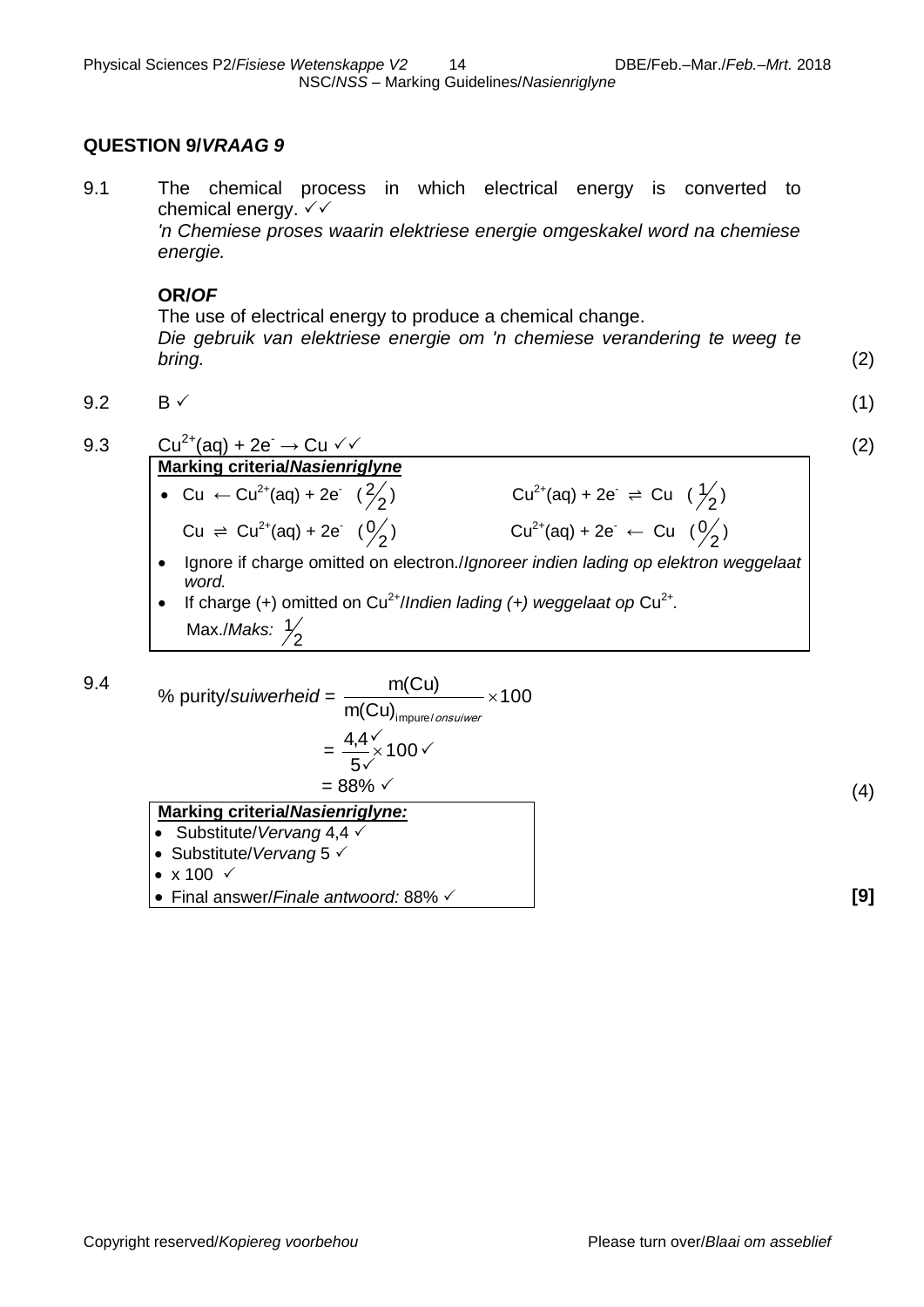## QUESTION 9/*VRAAG 9*

9.1 The chemical process in which electrical energy is converted to chemical energy. ✓✓
*'n Chemiese proses waarin elektriese energie omgeskakel word na chemiese energie.*

**OR/*OF***

The use of electrical energy to produce a chemical change.
*Die gebruik van elektriese energie om 'n chemiese verandering te weeg te bring.* (2)

9.2 B ✓ (1)

9.3 $Cu^{2+}(aq) + 2e^- \rightarrow Cu$ ✓✓ (2)

| **Marking criteria/*Nasienriglyne*** | |
|---|---|
| • $Cu \leftarrow Cu^{2+}(aq) + 2e^-$ ($\frac{2}{2}$) | $Cu^{2+}(aq) + 2e^- \rightleftharpoons Cu$ ($\frac{1}{2}$) |
| $Cu \rightleftharpoons Cu^{2+}(aq) + 2e^-$ ($\frac{0}{2}$) | $Cu^{2+}(aq) + 2e^- \leftarrow Cu$ ($\frac{0}{2}$) |
| • Ignore if charge omitted on electron./*Ignoreer indien lading op elektron weggelaat word.* | |
| • If charge (+) omitted on $Cu^{2+}$/*Indien lading (+) weggelaat op* $Cu^{2+}$. Max./*Maks:* $\frac{1}{2}$ | |

9.4

$$\% \text{ purity/}suiwerheid = \frac{m(Cu)}{m(Cu)_{impure/onsuiwer}} \times 100$$

$$= \frac{4,4✓}{5✓} \times 100 ✓$$

$$= 88\% ✓$$ (4)

**Marking criteria/*Nasienriglyne:***
- Substitute/*Vervang* 4,4 ✓
- Substitute/*Vervang* 5 ✓
- x 100 ✓
- Final answer/*Finale antwoord:* 88% ✓

**[9]**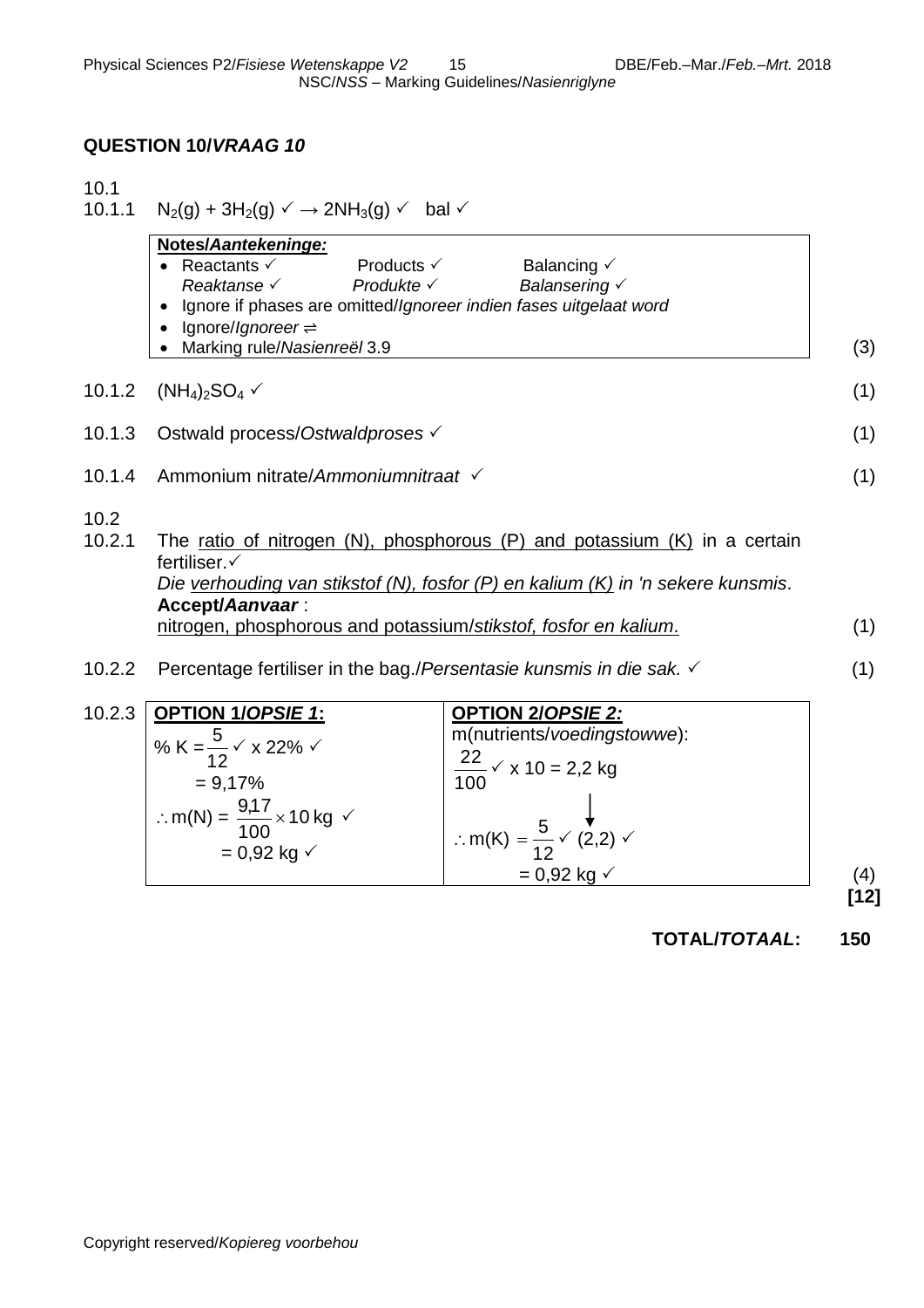## QUESTION 10/*VRAAG 10*

10.1

10.1.1 $N_2(g) + 3H_2(g)$ ✓ → $2NH_3(g)$ ✓ bal ✓

| Notes/*Aantekeninge:* |
|---|
| • Reactants ✓ Products ✓ Balancing ✓<br>*Reaktanse* ✓ *Produkte* ✓ *Balansering* ✓<br>• Ignore if phases are omitted/*Ignoreer indien fases uitgelaat word*<br>• Ignore/*Ignoreer* ⇌<br>• Marking rule/*Nasienreël* 3.9 |

(3)

10.1.2 $(NH_4)_2SO_4$ ✓ (1)

10.1.3 Ostwald process/*Ostwaldproses* ✓ (1)

10.1.4 Ammonium nitrate/*Ammoniumnitraat* ✓ (1)

10.2

10.2.1 The ratio of nitrogen (N), phosphorous (P) and potassium (K) in a certain fertiliser.✓
*Die verhouding van stikstof (N), fosfor (P) en kalium (K) in 'n sekere kunsmis*.
**Accept/*Aanvaar*** :
nitrogen, phosphorous and potassium/*stikstof, fosfor en kalium*. (1)

10.2.2 Percentage fertiliser in the bag./*Persentasie kunsmis in die sak.* ✓ (1)

10.2.3

| **OPTION 1/*OPSIE 1*:** | **OPTION 2/*OPSIE 2:*** |
|---|---|
| $\% K = \frac{5}{12}$ ✓ x 22% ✓<br>= 9,17%<br>$\therefore m(N) = \frac{9{,}17}{100} \times 10$ kg ✓<br>= 0,92 kg ✓ | m(nutrients/*voedingstowwe*):<br>$\frac{22}{100}$ ✓ x 10 = 2,2 kg<br>↓<br>$\therefore m(K) = \frac{5}{12}$ ✓ (2,2) ✓<br>= 0,92 kg ✓ |

(4)
**[12]**

**TOTAL/*TOTAAL*: 150**